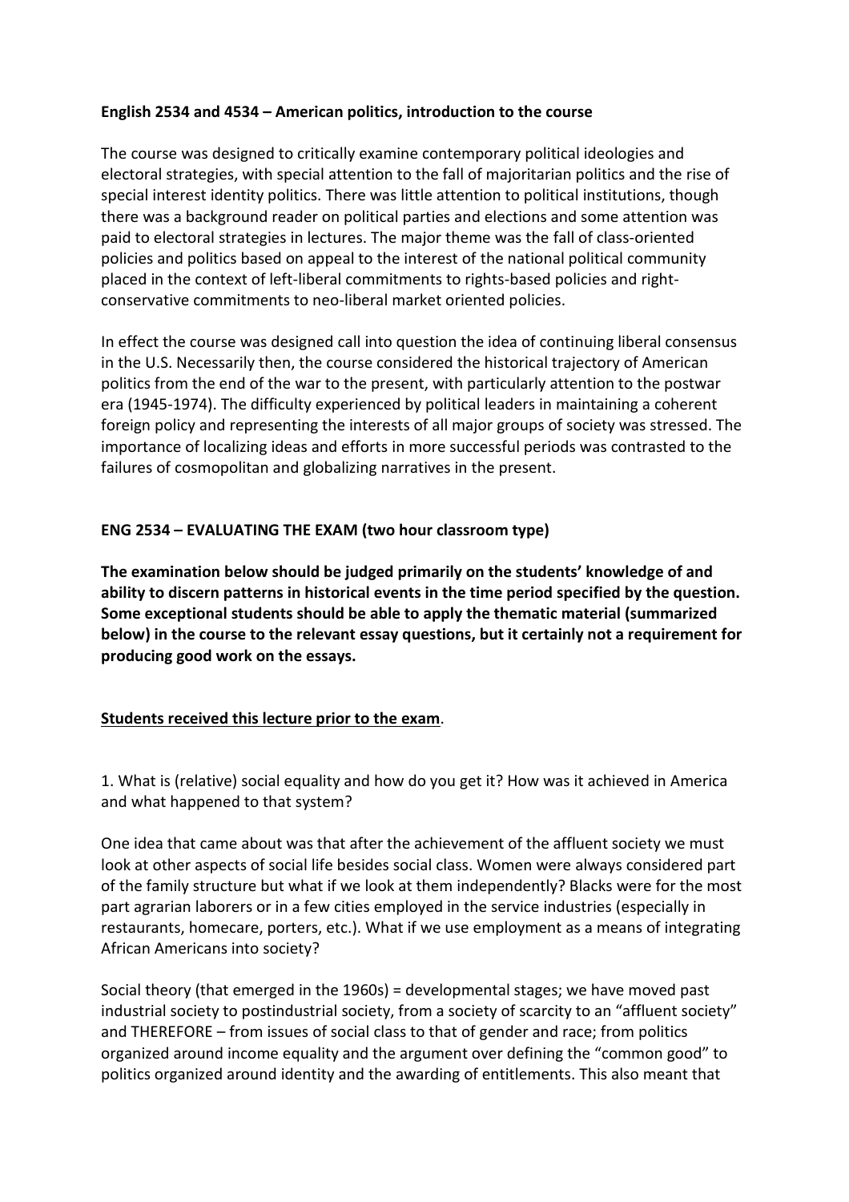**English 2534 and 4534 – American politics, introduction to the course**

The course was designed to critically examine contemporary political ideologies and electoral strategies, with special attention to the fall of majoritarian politics and the rise of special interest identity politics. There was little attention to political institutions, though there was a background reader on political parties and elections and some attention was paid to electoral strategies in lectures. The major theme was the fall of class-oriented policies and politics based on appeal to the interest of the national political community placed in the context of left-liberal commitments to rights-based policies and right-conservative commitments to neo-liberal market oriented policies.

In effect the course was designed call into question the idea of continuing liberal consensus in the U.S. Necessarily then, the course considered the historical trajectory of American politics from the end of the war to the present, with particularly attention to the postwar era (1945-1974). The difficulty experienced by political leaders in maintaining a coherent foreign policy and representing the interests of all major groups of society was stressed. The importance of localizing ideas and efforts in more successful periods was contrasted to the failures of cosmopolitan and globalizing narratives in the present.

**ENG 2534 – EVALUATING THE EXAM (two hour classroom type)**

**The examination below should be judged primarily on the students' knowledge of and ability to discern patterns in historical events in the time period specified by the question. Some exceptional students should be able to apply the thematic material (summarized below) in the course to the relevant essay questions, but it certainly not a requirement for producing good work on the essays.**

<u>**Students received this lecture prior to the exam**</u>.

1. What is (relative) social equality and how do you get it? How was it achieved in America and what happened to that system?

One idea that came about was that after the achievement of the affluent society we must look at other aspects of social life besides social class. Women were always considered part of the family structure but what if we look at them independently? Blacks were for the most part agrarian laborers or in a few cities employed in the service industries (especially in restaurants, homecare, porters, etc.). What if we use employment as a means of integrating African Americans into society?

Social theory (that emerged in the 1960s) = developmental stages; we have moved past industrial society to postindustrial society, from a society of scarcity to an "affluent society" and THEREFORE – from issues of social class to that of gender and race; from politics organized around income equality and the argument over defining the "common good" to politics organized around identity and the awarding of entitlements. This also meant that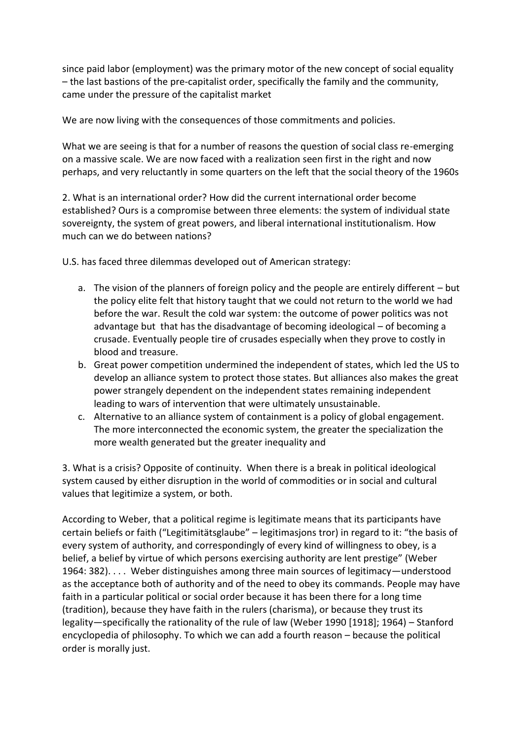since paid labor (employment) was the primary motor of the new concept of social equality – the last bastions of the pre-capitalist order, specifically the family and the community, came under the pressure of the capitalist market

We are now living with the consequences of those commitments and policies.

What we are seeing is that for a number of reasons the question of social class re-emerging on a massive scale. We are now faced with a realization seen first in the right and now perhaps, and very reluctantly in some quarters on the left that the social theory of the 1960s

2. What is an international order? How did the current international order become established? Ours is a compromise between three elements: the system of individual state sovereignty, the system of great powers, and liberal international institutionalism. How much can we do between nations?

U.S. has faced three dilemmas developed out of American strategy:

a. The vision of the planners of foreign policy and the people are entirely different – but the policy elite felt that history taught that we could not return to the world we had before the war. Result the cold war system: the outcome of power politics was not advantage but that has the disadvantage of becoming ideological – of becoming a crusade. Eventually people tire of crusades especially when they prove to costly in blood and treasure.
b. Great power competition undermined the independent of states, which led the US to develop an alliance system to protect those states. But alliances also makes the great power strangely dependent on the independent states remaining independent leading to wars of intervention that were ultimately unsustainable.
c. Alternative to an alliance system of containment is a policy of global engagement. The more interconnected the economic system, the greater the specialization the more wealth generated but the greater inequality and

3. What is a crisis? Opposite of continuity. When there is a break in political ideological system caused by either disruption in the world of commodities or in social and cultural values that legitimize a system, or both.

According to Weber, that a political regime is legitimate means that its participants have certain beliefs or faith ("Legitimitätsglaube" – legitimasjons tror) in regard to it: "the basis of every system of authority, and correspondingly of every kind of willingness to obey, is a belief, a belief by virtue of which persons exercising authority are lent prestige" (Weber 1964: 382). . . . Weber distinguishes among three main sources of legitimacy—understood as the acceptance both of authority and of the need to obey its commands. People may have faith in a particular political or social order because it has been there for a long time (tradition), because they have faith in the rulers (charisma), or because they trust its legality—specifically the rationality of the rule of law (Weber 1990 [1918]; 1964) – Stanford encyclopedia of philosophy. To which we can add a fourth reason – because the political order is morally just.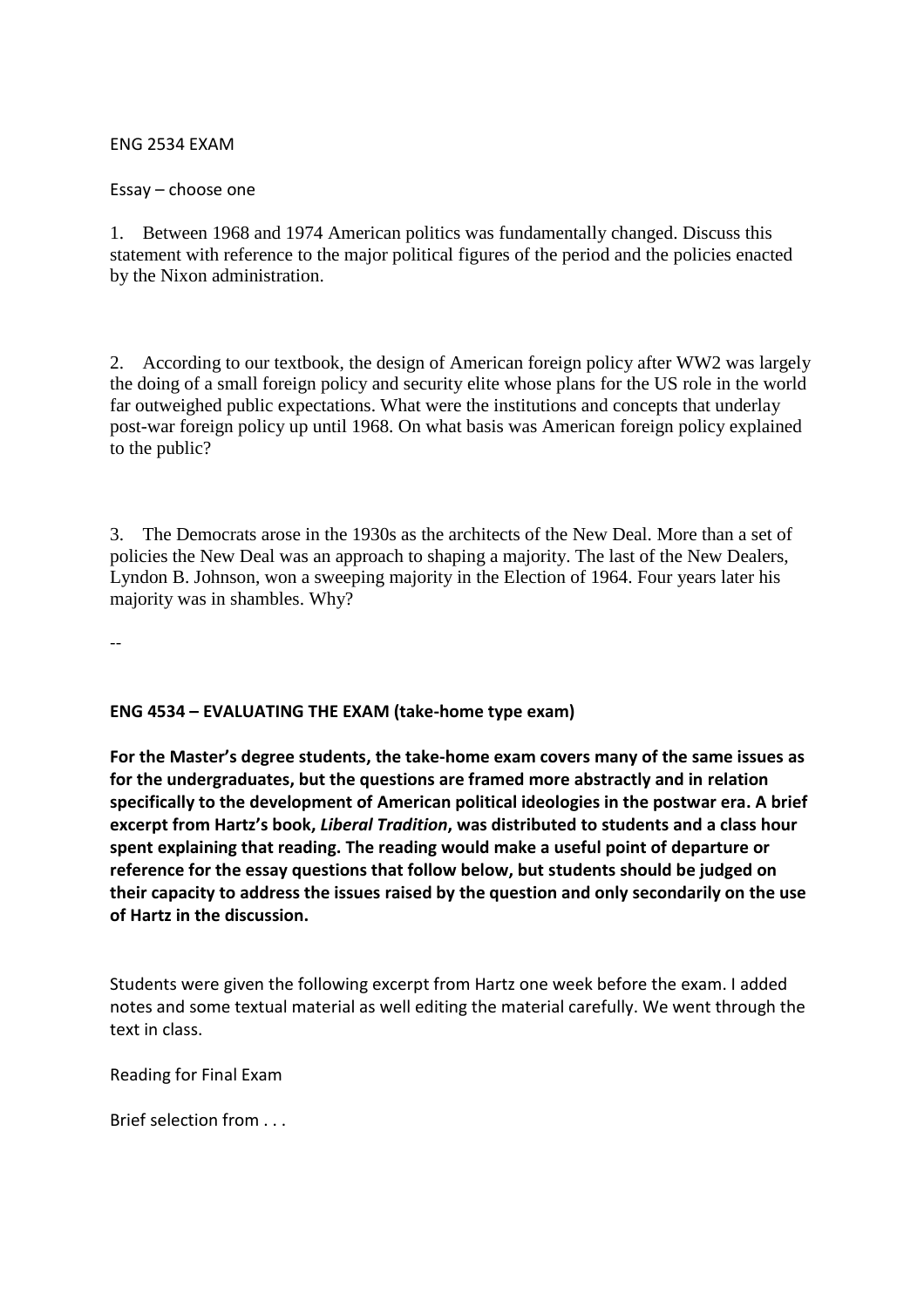ENG 2534 EXAM

Essay – choose one

1. Between 1968 and 1974 American politics was fundamentally changed. Discuss this statement with reference to the major political figures of the period and the policies enacted by the Nixon administration.

2. According to our textbook, the design of American foreign policy after WW2 was largely the doing of a small foreign policy and security elite whose plans for the US role in the world far outweighed public expectations. What were the institutions and concepts that underlay post-war foreign policy up until 1968. On what basis was American foreign policy explained to the public?

3. The Democrats arose in the 1930s as the architects of the New Deal. More than a set of policies the New Deal was an approach to shaping a majority. The last of the New Dealers, Lyndon B. Johnson, won a sweeping majority in the Election of 1964. Four years later his majority was in shambles. Why?

--

**ENG 4534 – EVALUATING THE EXAM (take-home type exam)**

**For the Master's degree students, the take-home exam covers many of the same issues as for the undergraduates, but the questions are framed more abstractly and in relation specifically to the development of American political ideologies in the postwar era. A brief excerpt from Hartz's book, *Liberal Tradition*, was distributed to students and a class hour spent explaining that reading. The reading would make a useful point of departure or reference for the essay questions that follow below, but students should be judged on their capacity to address the issues raised by the question and only secondarily on the use of Hartz in the discussion.**

Students were given the following excerpt from Hartz one week before the exam. I added notes and some textual material as well editing the material carefully. We went through the text in class.

Reading for Final Exam

Brief selection from . . .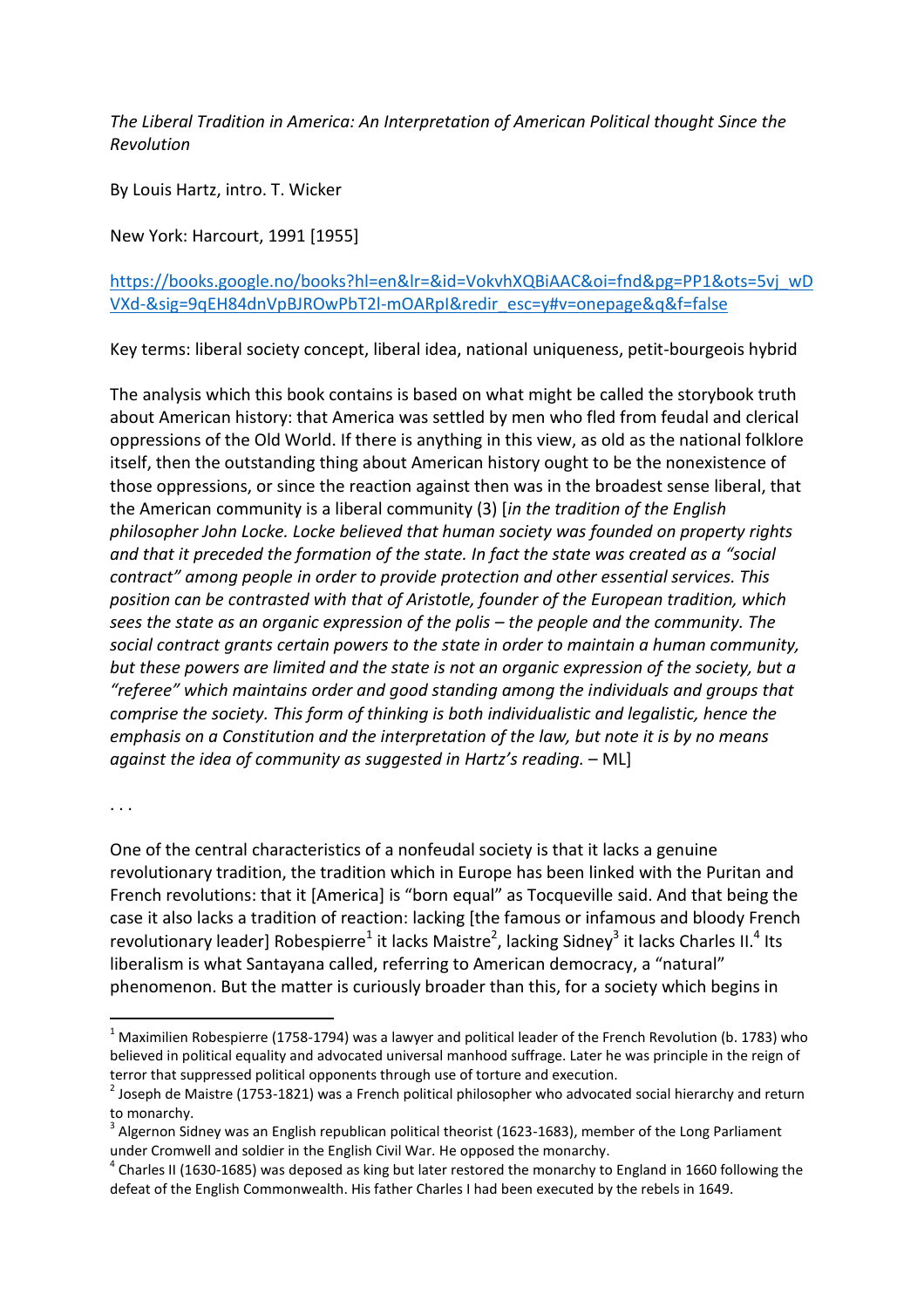*The Liberal Tradition in America: An Interpretation of American Political thought Since the Revolution*

By Louis Hartz, intro. T. Wicker

New York: Harcourt, 1991 [1955]

https://books.google.no/books?hl=en&lr=&id=VokvhXQBiAAC&oi=fnd&pg=PP1&ots=5vj_wDVXd-&sig=9qEH84dnVpBJROwPbT2l-mOARpI&redir_esc=y#v=onepage&q&f=false

Key terms: liberal society concept, liberal idea, national uniqueness, petit-bourgeois hybrid

The analysis which this book contains is based on what might be called the storybook truth about American history: that America was settled by men who fled from feudal and clerical oppressions of the Old World. If there is anything in this view, as old as the national folklore itself, then the outstanding thing about American history ought to be the nonexistence of those oppressions, or since the reaction against then was in the broadest sense liberal, that the American community is a liberal community (3) [*in the tradition of the English philosopher John Locke. Locke believed that human society was founded on property rights and that it preceded the formation of the state. In fact the state was created as a "social contract" among people in order to provide protection and other essential services. This position can be contrasted with that of Aristotle, founder of the European tradition, which sees the state as an organic expression of the polis – the people and the community. The social contract grants certain powers to the state in order to maintain a human community, but these powers are limited and the state is not an organic expression of the society, but a "referee" which maintains order and good standing among the individuals and groups that comprise the society. This form of thinking is both individualistic and legalistic, hence the emphasis on a Constitution and the interpretation of the law, but note it is by no means against the idea of community as suggested in Hartz's reading.* – ML]

. . .

One of the central characteristics of a nonfeudal society is that it lacks a genuine revolutionary tradition, the tradition which in Europe has been linked with the Puritan and French revolutions: that it [America] is "born equal" as Tocqueville said. And that being the case it also lacks a tradition of reaction: lacking [the famous or infamous and bloody French revolutionary leader] Robespierre[1] it lacks Maistre[2], lacking Sidney[3] it lacks Charles II.[4] Its liberalism is what Santayana called, referring to American democracy, a "natural" phenomenon. But the matter is curiously broader than this, for a society which begins in

[1] Maximilien Robespierre (1758-1794) was a lawyer and political leader of the French Revolution (b. 1783) who believed in political equality and advocated universal manhood suffrage. Later he was principle in the reign of terror that suppressed political opponents through use of torture and execution.

[2] Joseph de Maistre (1753-1821) was a French political philosopher who advocated social hierarchy and return to monarchy.

[3] Algernon Sidney was an English republican political theorist (1623-1683), member of the Long Parliament under Cromwell and soldier in the English Civil War. He opposed the monarchy.

[4] Charles II (1630-1685) was deposed as king but later restored the monarchy to England in 1660 following the defeat of the English Commonwealth. His father Charles I had been executed by the rebels in 1649.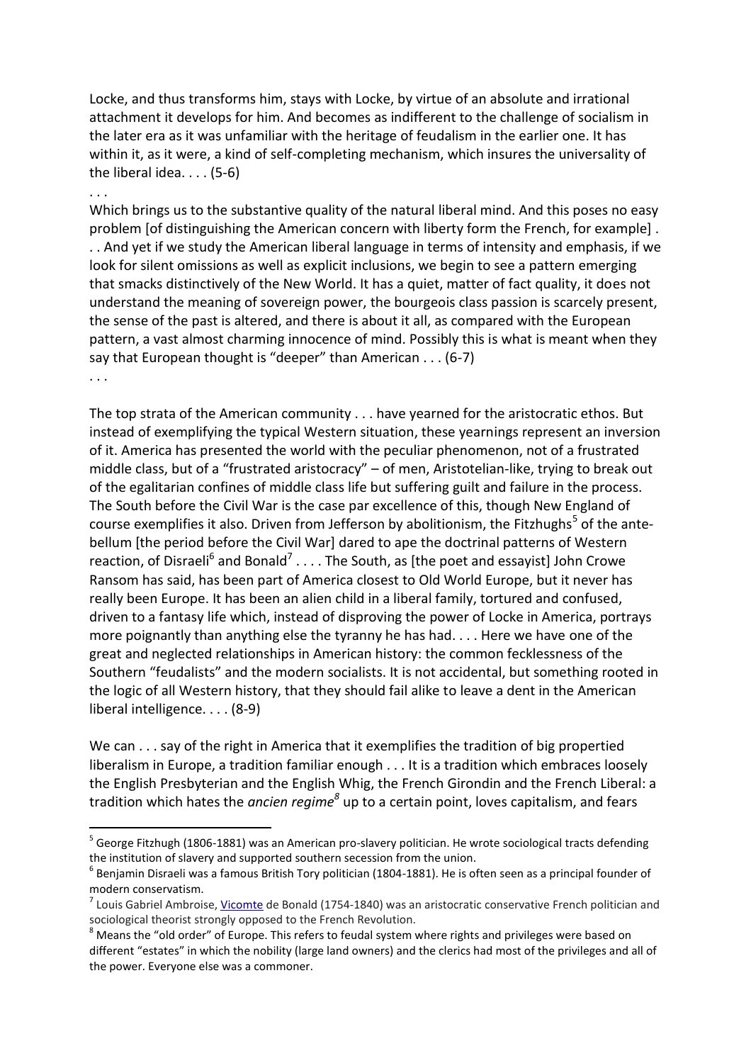Locke, and thus transforms him, stays with Locke, by virtue of an absolute and irrational attachment it develops for him. And becomes as indifferent to the challenge of socialism in the later era as it was unfamiliar with the heritage of feudalism in the earlier one. It has within it, as it were, a kind of self-completing mechanism, which insures the universality of the liberal idea. . . . (5-6)

. . .

Which brings us to the substantive quality of the natural liberal mind. And this poses no easy problem [of distinguishing the American concern with liberty form the French, for example] . . . And yet if we study the American liberal language in terms of intensity and emphasis, if we look for silent omissions as well as explicit inclusions, we begin to see a pattern emerging that smacks distinctively of the New World. It has a quiet, matter of fact quality, it does not understand the meaning of sovereign power, the bourgeois class passion is scarcely present, the sense of the past is altered, and there is about it all, as compared with the European pattern, a vast almost charming innocence of mind. Possibly this is what is meant when they say that European thought is "deeper" than American . . . (6-7)

. . .

The top strata of the American community . . . have yearned for the aristocratic ethos. But instead of exemplifying the typical Western situation, these yearnings represent an inversion of it. America has presented the world with the peculiar phenomenon, not of a frustrated middle class, but of a "frustrated aristocracy" – of men, Aristotelian-like, trying to break out of the egalitarian confines of middle class life but suffering guilt and failure in the process. The South before the Civil War is the case par excellence of this, though New England of course exemplifies it also. Driven from Jefferson by abolitionism, the Fitzhughs[5] of the ante-bellum [the period before the Civil War] dared to ape the doctrinal patterns of Western reaction, of Disraeli[6] and Bonald[7] . . . . The South, as [the poet and essayist] John Crowe Ransom has said, has been part of America closest to Old World Europe, but it never has really been Europe. It has been an alien child in a liberal family, tortured and confused, driven to a fantasy life which, instead of disproving the power of Locke in America, portrays more poignantly than anything else the tyranny he has had. . . . Here we have one of the great and neglected relationships in American history: the common fecklessness of the Southern "feudalists" and the modern socialists. It is not accidental, but something rooted in the logic of all Western history, that they should fail alike to leave a dent in the American liberal intelligence. . . . (8-9)

We can . . . say of the right in America that it exemplifies the tradition of big propertied liberalism in Europe, a tradition familiar enough . . . It is a tradition which embraces loosely the English Presbyterian and the English Whig, the French Girondin and the French Liberal: a tradition which hates the *ancien regime*[8] up to a certain point, loves capitalism, and fears

---

[5] George Fitzhugh (1806-1881) was an American pro-slavery politician. He wrote sociological tracts defending the institution of slavery and supported southern secession from the union.

[6] Benjamin Disraeli was a famous British Tory politician (1804-1881). He is often seen as a principal founder of modern conservatism.

[7] Louis Gabriel Ambroise, Vicomte de Bonald (1754-1840) was an aristocratic conservative French politician and sociological theorist strongly opposed to the French Revolution.

[8] Means the "old order" of Europe. This refers to feudal system where rights and privileges were based on different "estates" in which the nobility (large land owners) and the clerics had most of the privileges and all of the power. Everyone else was a commoner.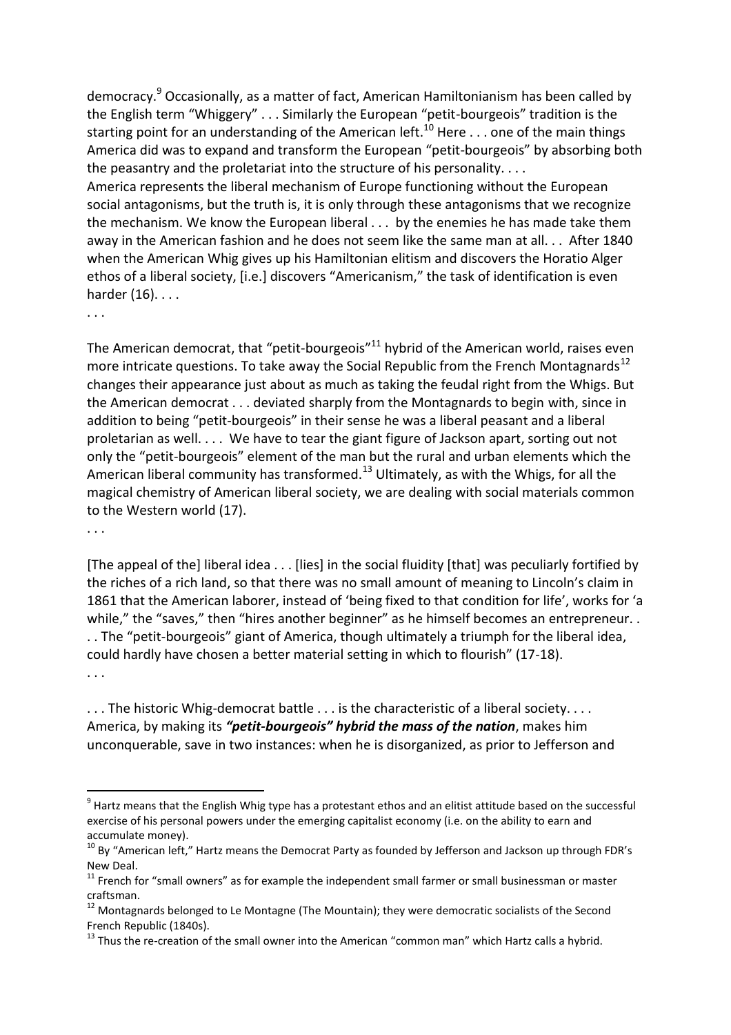democracy.[9] Occasionally, as a matter of fact, American Hamiltonianism has been called by the English term "Whiggery" . . . Similarly the European "petit-bourgeois" tradition is the starting point for an understanding of the American left.[10] Here . . . one of the main things America did was to expand and transform the European "petit-bourgeois" by absorbing both the peasantry and the proletariat into the structure of his personality. . . .
America represents the liberal mechanism of Europe functioning without the European social antagonisms, but the truth is, it is only through these antagonisms that we recognize the mechanism. We know the European liberal . . . by the enemies he has made take them away in the American fashion and he does not seem like the same man at all. . . After 1840 when the American Whig gives up his Hamiltonian elitism and discovers the Horatio Alger ethos of a liberal society, [i.e.] discovers "Americanism," the task of identification is even harder (16). . . .

. . .

The American democrat, that "petit-bourgeois"[11] hybrid of the American world, raises even more intricate questions. To take away the Social Republic from the French Montagnards[12] changes their appearance just about as much as taking the feudal right from the Whigs. But the American democrat . . . deviated sharply from the Montagnards to begin with, since in addition to being "petit-bourgeois" in their sense he was a liberal peasant and a liberal proletarian as well. . . . We have to tear the giant figure of Jackson apart, sorting out not only the "petit-bourgeois" element of the man but the rural and urban elements which the American liberal community has transformed.[13] Ultimately, as with the Whigs, for all the magical chemistry of American liberal society, we are dealing with social materials common to the Western world (17).

. . .

[The appeal of the] liberal idea . . . [lies] in the social fluidity [that] was peculiarly fortified by the riches of a rich land, so that there was no small amount of meaning to Lincoln's claim in 1861 that the American laborer, instead of 'being fixed to that condition for life', works for 'a while," the "saves," then "hires another beginner" as he himself becomes an entrepreneur. . . . The "petit-bourgeois" giant of America, though ultimately a triumph for the liberal idea, could hardly have chosen a better material setting in which to flourish" (17-18).

. . .

. . . The historic Whig-democrat battle . . . is the characteristic of a liberal society. . . . America, by making its ***"petit-bourgeois" hybrid the mass of the nation***, makes him unconquerable, save in two instances: when he is disorganized, as prior to Jefferson and

---

[9] Hartz means that the English Whig type has a protestant ethos and an elitist attitude based on the successful exercise of his personal powers under the emerging capitalist economy (i.e. on the ability to earn and accumulate money).

[10] By "American left," Hartz means the Democrat Party as founded by Jefferson and Jackson up through FDR's New Deal.

[11] French for "small owners" as for example the independent small farmer or small businessman or master craftsman.

[12] Montagnards belonged to Le Montagne (The Mountain); they were democratic socialists of the Second French Republic (1840s).

[13] Thus the re-creation of the small owner into the American "common man" which Hartz calls a hybrid.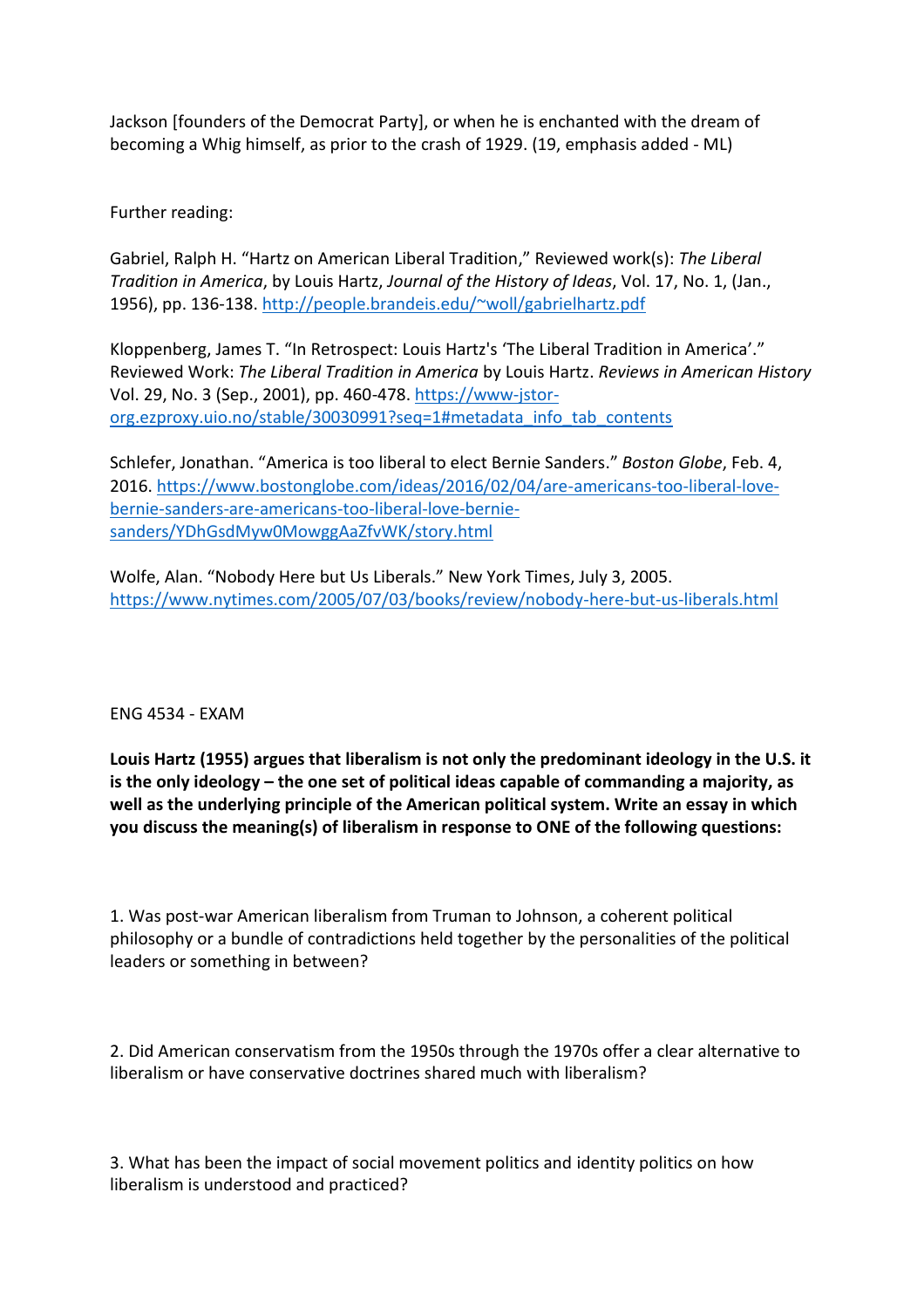Jackson [founders of the Democrat Party], or when he is enchanted with the dream of becoming a Whig himself, as prior to the crash of 1929. (19, emphasis added - ML)

Further reading:

Gabriel, Ralph H. "Hartz on American Liberal Tradition," Reviewed work(s): *The Liberal Tradition in America*, by Louis Hartz, *Journal of the History of Ideas*, Vol. 17, No. 1, (Jan., 1956), pp. 136-138. [http://people.brandeis.edu/~woll/gabrielhartz.pdf](http://people.brandeis.edu/~woll/gabrielhartz.pdf)

Kloppenberg, James T. "In Retrospect: Louis Hartz's 'The Liberal Tradition in America'." Reviewed Work: *The Liberal Tradition in America* by Louis Hartz. *Reviews in American History* Vol. 29, No. 3 (Sep., 2001), pp. 460-478. [https://www-jstor-org.ezproxy.uio.no/stable/30030991?seq=1#metadata_info_tab_contents](https://www-jstor-org.ezproxy.uio.no/stable/30030991?seq=1#metadata_info_tab_contents)

Schlefer, Jonathan. "America is too liberal to elect Bernie Sanders." *Boston Globe*, Feb. 4, 2016. [https://www.bostonglobe.com/ideas/2016/02/04/are-americans-too-liberal-love-bernie-sanders-are-americans-too-liberal-love-bernie-sanders/YDhGsdMyw0MowggAaZfvWK/story.html](https://www.bostonglobe.com/ideas/2016/02/04/are-americans-too-liberal-love-bernie-sanders-are-americans-too-liberal-love-bernie-sanders/YDhGsdMyw0MowggAaZfvWK/story.html)

Wolfe, Alan. "Nobody Here but Us Liberals." New York Times, July 3, 2005. [https://www.nytimes.com/2005/07/03/books/review/nobody-here-but-us-liberals.html](https://www.nytimes.com/2005/07/03/books/review/nobody-here-but-us-liberals.html)

ENG 4534 - EXAM

**Louis Hartz (1955) argues that liberalism is not only the predominant ideology in the U.S. it is the only ideology – the one set of political ideas capable of commanding a majority, as well as the underlying principle of the American political system. Write an essay in which you discuss the meaning(s) of liberalism in response to ONE of the following questions:**

1. Was post-war American liberalism from Truman to Johnson, a coherent political philosophy or a bundle of contradictions held together by the personalities of the political leaders or something in between?

2. Did American conservatism from the 1950s through the 1970s offer a clear alternative to liberalism or have conservative doctrines shared much with liberalism?

3. What has been the impact of social movement politics and identity politics on how liberalism is understood and practiced?